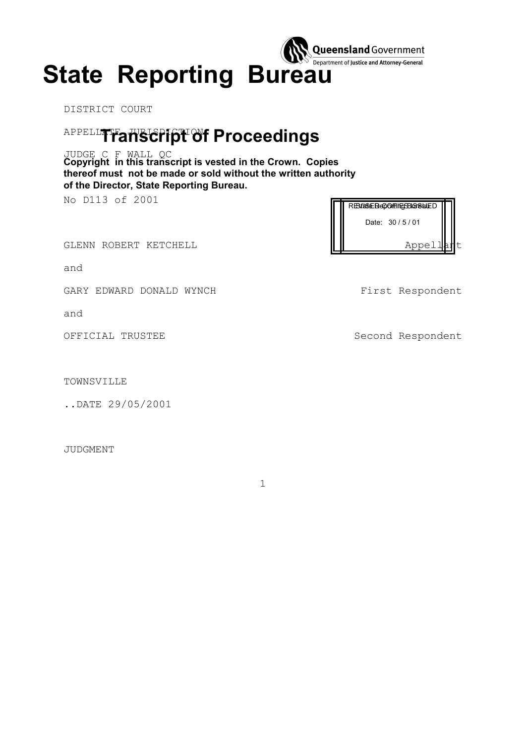# State Reporting Bureau

Queensland Government
Department of Justice and Attorney-General

## Transcript of Proceedings

**Copyright in this transcript is vested in the Crown. Copies thereof must not be made or sold without the written authority of the Director, State Reporting Bureau.**

DISTRICT COURT

APPELLATE JURISDICTION

JUDGE C F WALL QC

No D113 of 2001

REVISED COPIES ISSUED
State Reporting Bureau
Date: 30 / 5 / 01

GLENN ROBERT KETCHELL Appellant

and

GARY EDWARD DONALD WYNCH First Respondent

and

OFFICIAL TRUSTEE Second Respondent

TOWNSVILLE

..DATE 29/05/2001

JUDGMENT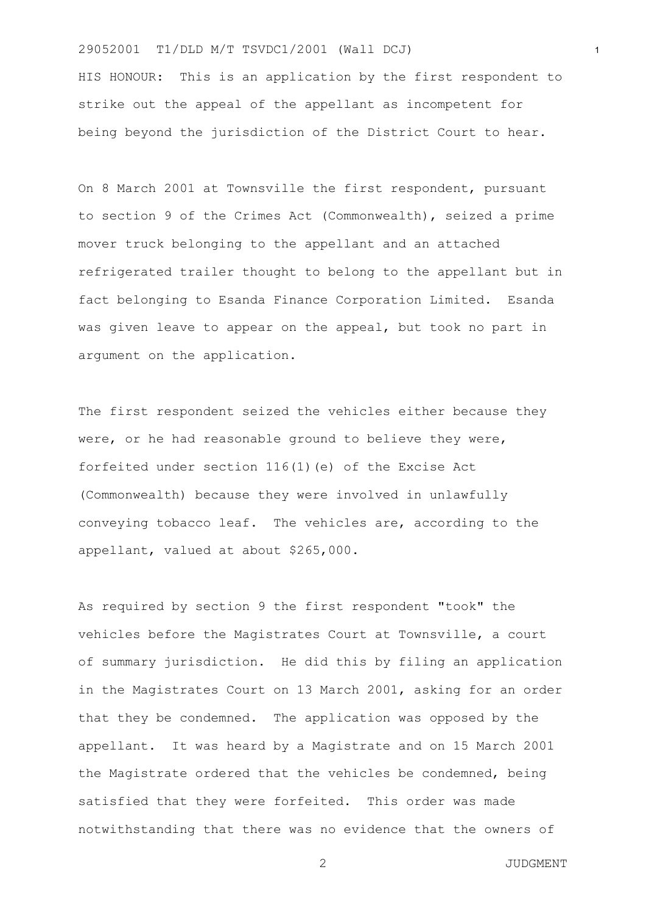HIS HONOUR: This is an application by the first respondent to strike out the appeal of the appellant as incompetent for being beyond the jurisdiction of the District Court to hear.

On 8 March 2001 at Townsville the first respondent, pursuant to section 9 of the Crimes Act (Commonwealth), seized a prime mover truck belonging to the appellant and an attached refrigerated trailer thought to belong to the appellant but in fact belonging to Esanda Finance Corporation Limited. Esanda was given leave to appear on the appeal, but took no part in argument on the application.

The first respondent seized the vehicles either because they were, or he had reasonable ground to believe they were, forfeited under section 116(1)(e) of the Excise Act (Commonwealth) because they were involved in unlawfully conveying tobacco leaf. The vehicles are, according to the appellant, valued at about $265,000.

As required by section 9 the first respondent "took" the vehicles before the Magistrates Court at Townsville, a court of summary jurisdiction. He did this by filing an application in the Magistrates Court on 13 March 2001, asking for an order that they be condemned. The application was opposed by the appellant. It was heard by a Magistrate and on 15 March 2001 the Magistrate ordered that the vehicles be condemned, being satisfied that they were forfeited. This order was made notwithstanding that there was no evidence that the owners of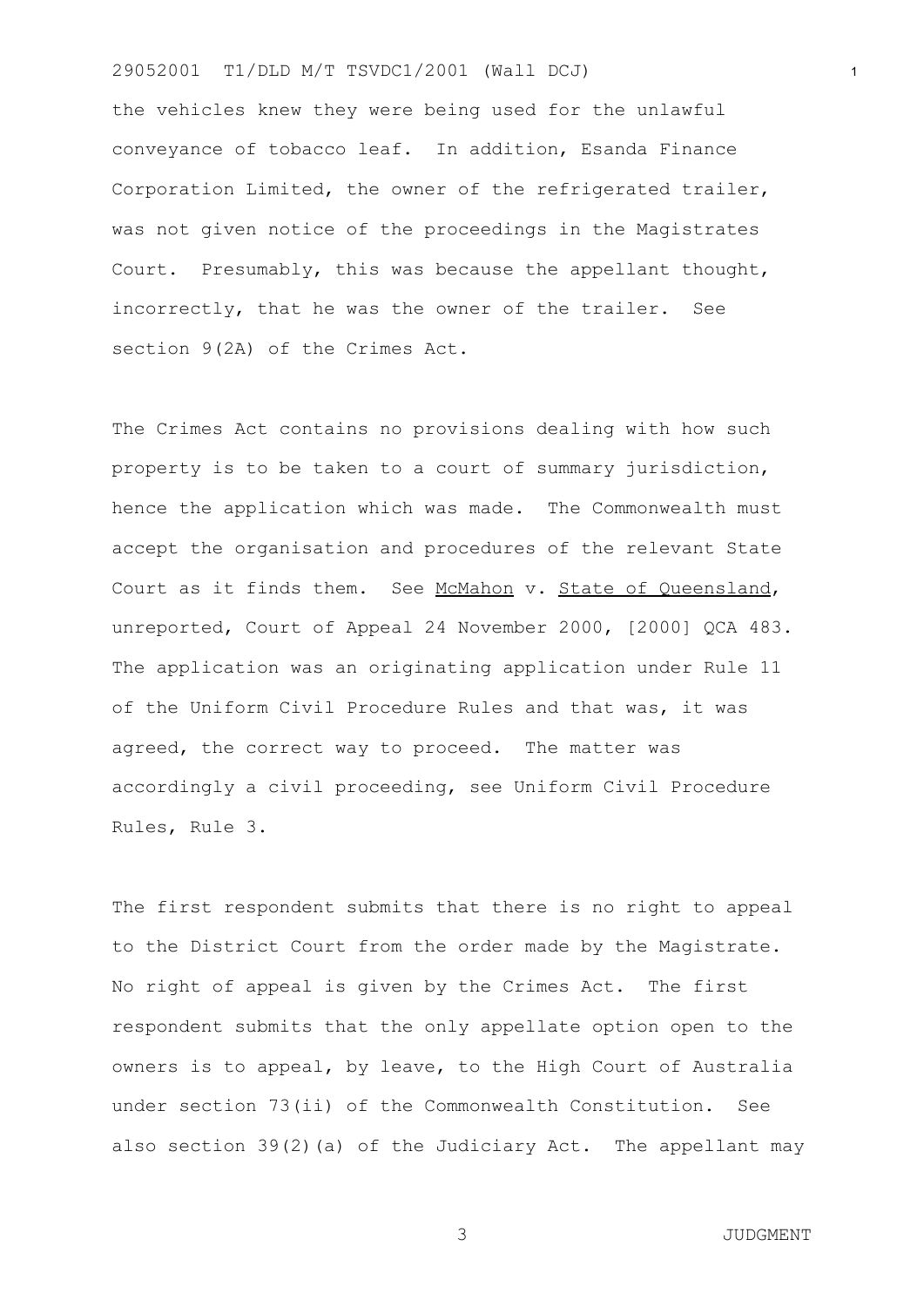the vehicles knew they were being used for the unlawful conveyance of tobacco leaf. In addition, Esanda Finance Corporation Limited, the owner of the refrigerated trailer, was not given notice of the proceedings in the Magistrates Court. Presumably, this was because the appellant thought, incorrectly, that he was the owner of the trailer. See section 9(2A) of the Crimes Act.

The Crimes Act contains no provisions dealing with how such property is to be taken to a court of summary jurisdiction, hence the application which was made. The Commonwealth must accept the organisation and procedures of the relevant State Court as it finds them. See McMahon v. State of Queensland, unreported, Court of Appeal 24 November 2000, [2000] QCA 483. The application was an originating application under Rule 11 of the Uniform Civil Procedure Rules and that was, it was agreed, the correct way to proceed. The matter was accordingly a civil proceeding, see Uniform Civil Procedure Rules, Rule 3.

The first respondent submits that there is no right to appeal to the District Court from the order made by the Magistrate. No right of appeal is given by the Crimes Act. The first respondent submits that the only appellate option open to the owners is to appeal, by leave, to the High Court of Australia under section 73(ii) of the Commonwealth Constitution. See also section 39(2)(a) of the Judiciary Act. The appellant may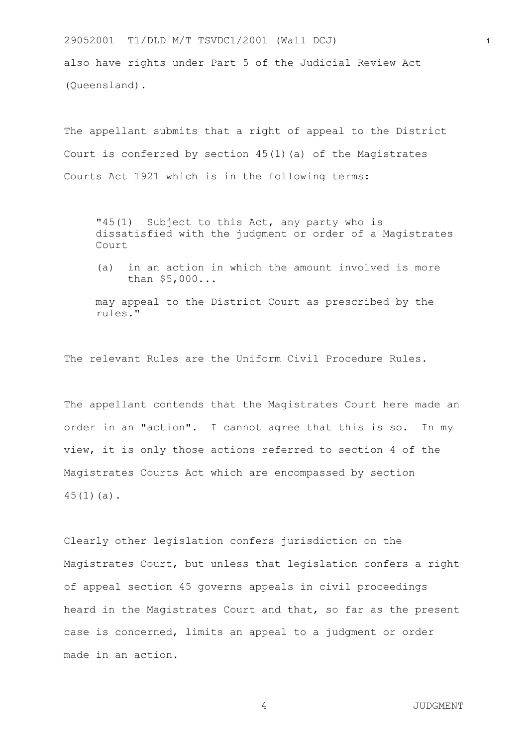also have rights under Part 5 of the Judicial Review Act (Queensland).

The appellant submits that a right of appeal to the District Court is conferred by section 45(1)(a) of the Magistrates Courts Act 1921 which is in the following terms:

> "45(1) Subject to this Act, any party who is dissatisfied with the judgment or order of a Magistrates Court
>
> (a) in an action in which the amount involved is more than $5,000...
>
> may appeal to the District Court as prescribed by the rules."

The relevant Rules are the Uniform Civil Procedure Rules.

The appellant contends that the Magistrates Court here made an order in an "action". I cannot agree that this is so. In my view, it is only those actions referred to section 4 of the Magistrates Courts Act which are encompassed by section 45(1)(a).

Clearly other legislation confers jurisdiction on the Magistrates Court, but unless that legislation confers a right of appeal section 45 governs appeals in civil proceedings heard in the Magistrates Court and that, so far as the present case is concerned, limits an appeal to a judgment or order made in an action.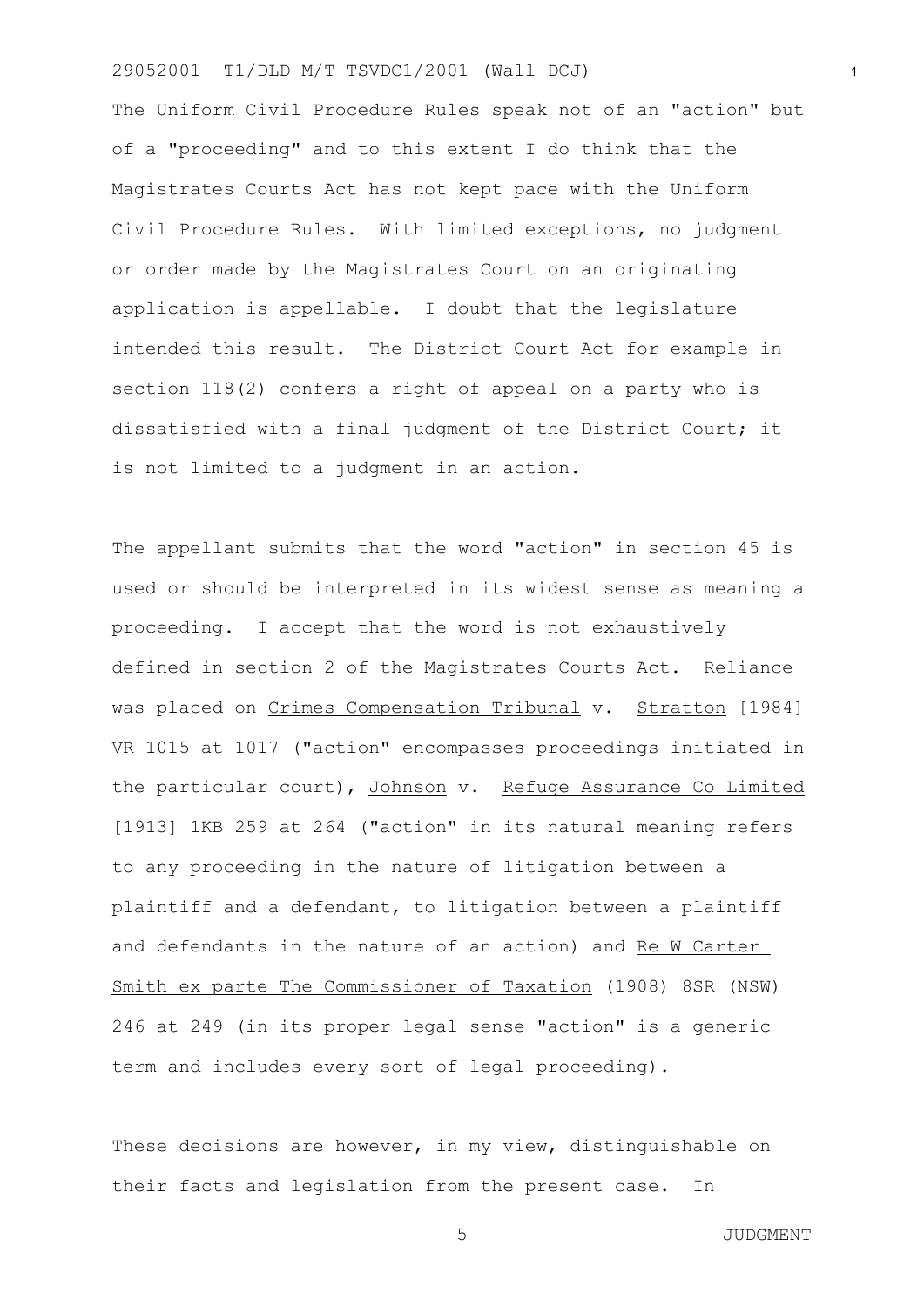The Uniform Civil Procedure Rules speak not of an "action" but of a "proceeding" and to this extent I do think that the Magistrates Courts Act has not kept pace with the Uniform Civil Procedure Rules. With limited exceptions, no judgment or order made by the Magistrates Court on an originating application is appellable. I doubt that the legislature intended this result. The District Court Act for example in section 118(2) confers a right of appeal on a party who is dissatisfied with a final judgment of the District Court; it is not limited to a judgment in an action.

The appellant submits that the word "action" in section 45 is used or should be interpreted in its widest sense as meaning a proceeding. I accept that the word is not exhaustively defined in section 2 of the Magistrates Courts Act. Reliance was placed on Crimes Compensation Tribunal v. Stratton [1984] VR 1015 at 1017 ("action" encompasses proceedings initiated in the particular court), Johnson v. Refuge Assurance Co Limited [1913] 1KB 259 at 264 ("action" in its natural meaning refers to any proceeding in the nature of litigation between a plaintiff and a defendant, to litigation between a plaintiff and defendants in the nature of an action) and Re W Carter Smith ex parte The Commissioner of Taxation (1908) 8SR (NSW) 246 at 249 (in its proper legal sense "action" is a generic term and includes every sort of legal proceeding).

These decisions are however, in my view, distinguishable on their facts and legislation from the present case. In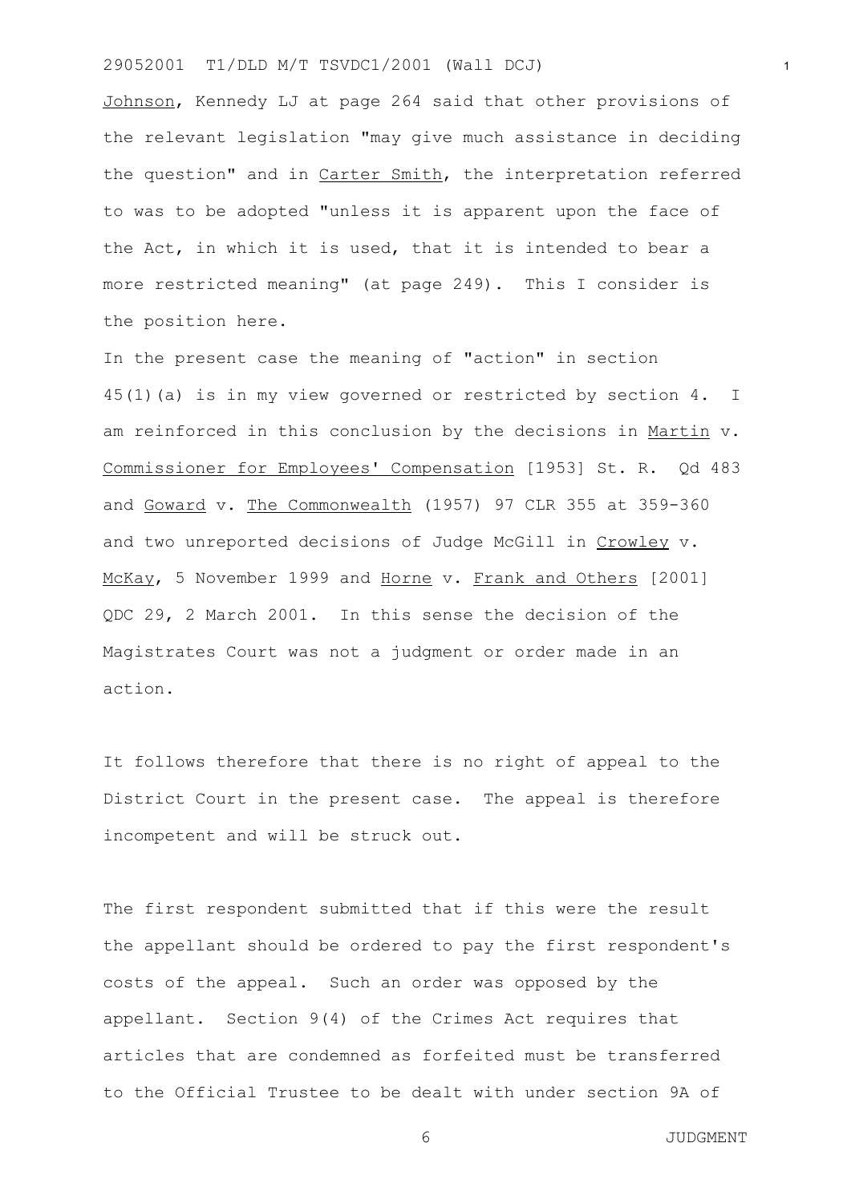Johnson, Kennedy LJ at page 264 said that other provisions of the relevant legislation "may give much assistance in deciding the question" and in Carter Smith, the interpretation referred to was to be adopted "unless it is apparent upon the face of the Act, in which it is used, that it is intended to bear a more restricted meaning" (at page 249). This I consider is the position here.

In the present case the meaning of "action" in section 45(1)(a) is in my view governed or restricted by section 4. I am reinforced in this conclusion by the decisions in Martin v. Commissioner for Employees' Compensation [1953] St. R. Qd 483 and Goward v. The Commonwealth (1957) 97 CLR 355 at 359-360 and two unreported decisions of Judge McGill in Crowley v. McKay, 5 November 1999 and Horne v. Frank and Others [2001] QDC 29, 2 March 2001. In this sense the decision of the Magistrates Court was not a judgment or order made in an action.

It follows therefore that there is no right of appeal to the District Court in the present case. The appeal is therefore incompetent and will be struck out.

The first respondent submitted that if this were the result the appellant should be ordered to pay the first respondent's costs of the appeal. Such an order was opposed by the appellant. Section 9(4) of the Crimes Act requires that articles that are condemned as forfeited must be transferred to the Official Trustee to be dealt with under section 9A of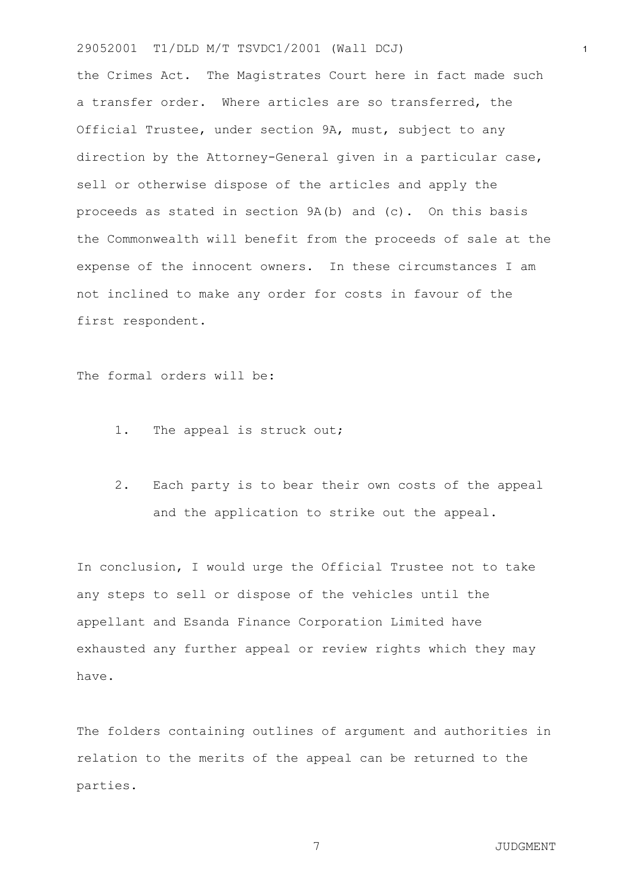the Crimes Act. The Magistrates Court here in fact made such a transfer order. Where articles are so transferred, the Official Trustee, under section 9A, must, subject to any direction by the Attorney-General given in a particular case, sell or otherwise dispose of the articles and apply the proceeds as stated in section 9A(b) and (c). On this basis the Commonwealth will benefit from the proceeds of sale at the expense of the innocent owners. In these circumstances I am not inclined to make any order for costs in favour of the first respondent.

The formal orders will be:

1. The appeal is struck out;

2. Each party is to bear their own costs of the appeal and the application to strike out the appeal.

In conclusion, I would urge the Official Trustee not to take any steps to sell or dispose of the vehicles until the appellant and Esanda Finance Corporation Limited have exhausted any further appeal or review rights which they may have.

The folders containing outlines of argument and authorities in relation to the merits of the appeal can be returned to the parties.